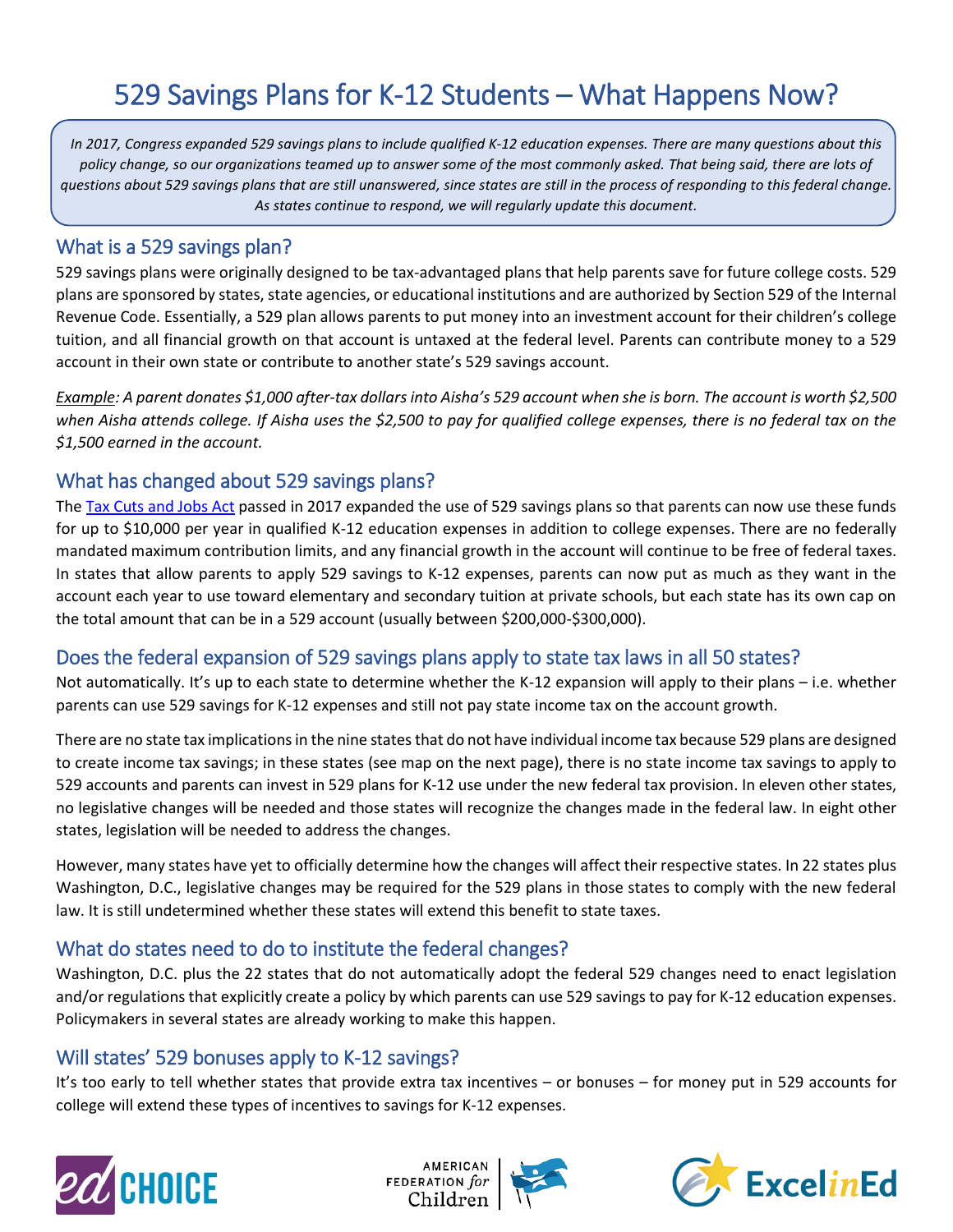# 529 Savings Plans for K-12 Students – What Happens Now?

*In 2017, Congress expanded 529 savings plans to include qualified K-12 education expenses. There are many questions about this policy change, so our organizations teamed up to answer some of the most commonly asked. That being said, there are lots of questions about 529 savings plans that are still unanswered, since states are still in the process of responding to this federal change. As states continue to respond, we will regularly update this document.*

## What is a 529 savings plan?

529 savings plans were originally designed to be tax-advantaged plans that help parents save for future college costs. 529 plans are sponsored by states, state agencies, or educational institutions and are authorized by Section 529 of the Internal Revenue Code. Essentially, a 529 plan allows parents to put money into an investment account for their children's college tuition, and all financial growth on that account is untaxed at the federal level. Parents can contribute money to a 529 account in their own state or contribute to another state's 529 savings account.

*<u>Example</u>: A parent donates $1,000 after-tax dollars into Aisha's 529 account when she is born. The account is worth $2,500 when Aisha attends college. If Aisha uses the $2,500 to pay for qualified college expenses, there is no federal tax on the $1,500 earned in the account.*

## What has changed about 529 savings plans?

The [Tax Cuts and Jobs Act]() passed in 2017 expanded the use of 529 savings plans so that parents can now use these funds for up to $10,000 per year in qualified K-12 education expenses in addition to college expenses. There are no federally mandated maximum contribution limits, and any financial growth in the account will continue to be free of federal taxes. In states that allow parents to apply 529 savings to K-12 expenses, parents can now put as much as they want in the account each year to use toward elementary and secondary tuition at private schools, but each state has its own cap on the total amount that can be in a 529 account (usually between $200,000-$300,000).

## Does the federal expansion of 529 savings plans apply to state tax laws in all 50 states?

Not automatically. It's up to each state to determine whether the K-12 expansion will apply to their plans – i.e. whether parents can use 529 savings for K-12 expenses and still not pay state income tax on the account growth.

There are no state tax implications in the nine states that do not have individual income tax because 529 plans are designed to create income tax savings; in these states (see map on the next page), there is no state income tax savings to apply to 529 accounts and parents can invest in 529 plans for K-12 use under the new federal tax provision. In eleven other states, no legislative changes will be needed and those states will recognize the changes made in the federal law. In eight other states, legislation will be needed to address the changes.

However, many states have yet to officially determine how the changes will affect their respective states. In 22 states plus Washington, D.C., legislative changes may be required for the 529 plans in those states to comply with the new federal law. It is still undetermined whether these states will extend this benefit to state taxes.

## What do states need to do to institute the federal changes?

Washington, D.C. plus the 22 states that do not automatically adopt the federal 529 changes need to enact legislation and/or regulations that explicitly create a policy by which parents can use 529 savings to pay for K-12 education expenses. Policymakers in several states are already working to make this happen.

## Will states' 529 bonuses apply to K-12 savings?

It's too early to tell whether states that provide extra tax incentives – or bonuses – for money put in 529 accounts for college will extend these types of incentives to savings for K-12 expenses.

edCHOICE | AMERICAN FEDERATION for Children | ExcelinEd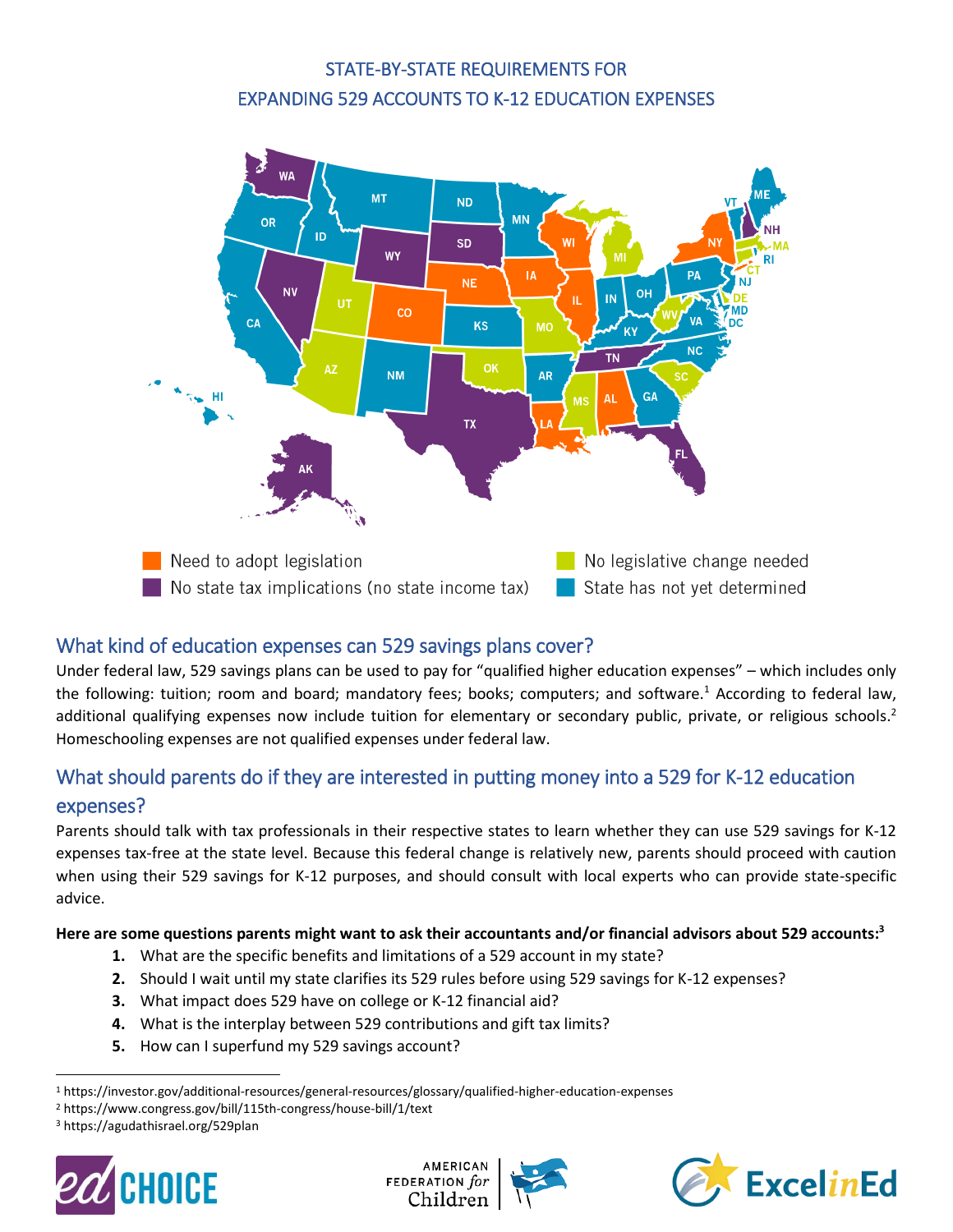# STATE-BY-STATE REQUIREMENTS FOR EXPANDING 529 ACCOUNTS TO K-12 EDUCATION EXPENSES

WA OR CA ID NV MT WY UT AZ CO NM ND SD NE KS OK TX MN IA MO AR LA WI IL MI IN OH KY TN MS AL GA FL SC NC VA WV PA NY VT NH ME MA RI CT NJ DE MD DC AK HI

Need to adopt legislation

No state tax implications (no state income tax)

No legislative change needed

State has not yet determined

## What kind of education expenses can 529 savings plans cover?

Under federal law, 529 savings plans can be used to pay for "qualified higher education expenses" – which includes only the following: tuition; room and board; mandatory fees; books; computers; and software.[1] According to federal law, additional qualifying expenses now include tuition for elementary or secondary public, private, or religious schools.[2] Homeschooling expenses are not qualified expenses under federal law.

## What should parents do if they are interested in putting money into a 529 for K-12 education expenses?

Parents should talk with tax professionals in their respective states to learn whether they can use 529 savings for K-12 expenses tax-free at the state level. Because this federal change is relatively new, parents should proceed with caution when using their 529 savings for K-12 purposes, and should consult with local experts who can provide state-specific advice.

**Here are some questions parents might want to ask their accountants and/or financial advisors about 529 accounts:[3]**

1. What are the specific benefits and limitations of a 529 account in my state?
2. Should I wait until my state clarifies its 529 rules before using 529 savings for K-12 expenses?
3. What impact does 529 have on college or K-12 financial aid?
4. What is the interplay between 529 contributions and gift tax limits?
5. How can I superfund my 529 savings account?

---

[1] https://investor.gov/additional-resources/general-resources/glossary/qualified-higher-education-expenses

[2] https://www.congress.gov/bill/115th-congress/house-bill/1/text

[3] https://agudathisrael.org/529plan

edCHOICE | AMERICAN FEDERATION for Children | ExcelinEd